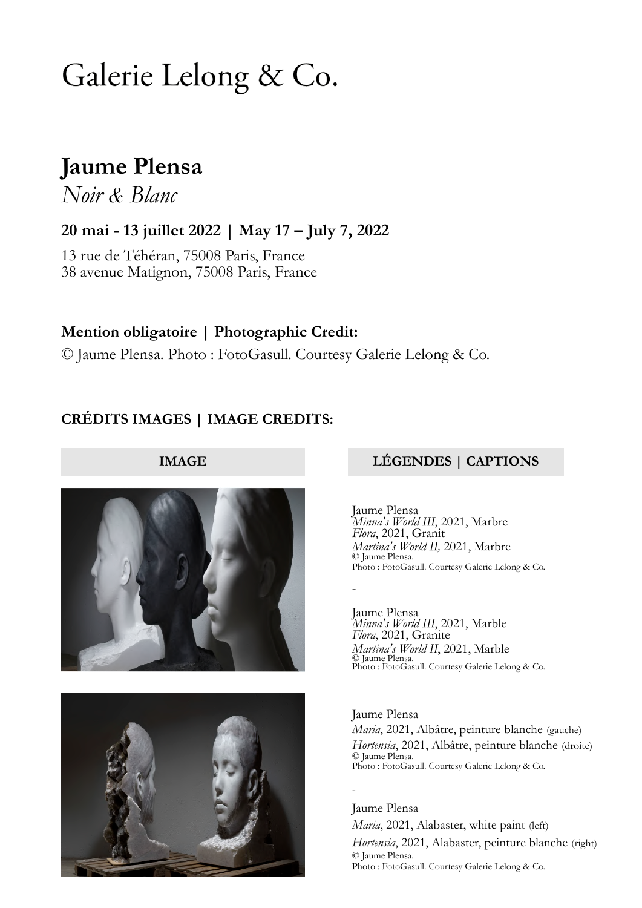# Galerie Lelong & Co.

## Jaume Plensa

*Noir & Blanc*

### 20 mai - 13 juillet 2022 | May 17 – July 7, 2022

13 rue de Téhéran, 75008 Paris, France
38 avenue Matignon, 75008 Paris, France

**Mention obligatoire | Photographic Credit:**

© Jaume Plensa. Photo : FotoGasull. Courtesy Galerie Lelong & Co.

**CRÉDITS IMAGES | IMAGE CREDITS:**

| IMAGE | LÉGENDES \| CAPTIONS |
| --- | --- |
| | Jaume Plensa<br>*Minna's World III*, 2021, Marbre<br>*Flora*, 2021, Granit<br>*Martina's World II,* 2021, Marbre<br>© Jaume Plensa.<br>Photo : FotoGasull. Courtesy Galerie Lelong & Co.<br>-<br>Jaume Plensa<br>*Minna's World III*, 2021, Marble<br>*Flora*, 2021, Granite<br>*Martina's World II*, 2021, Marble<br>© Jaume Plensa.<br>Photo : FotoGasull. Courtesy Galerie Lelong & Co. |
| | Jaume Plensa<br>*Maria*, 2021, Albâtre, peinture blanche (gauche)<br>*Hortensia*, 2021, Albâtre, peinture blanche (droite)<br>© Jaume Plensa.<br>Photo : FotoGasull. Courtesy Galerie Lelong & Co.<br>-<br>Jaume Plensa<br>*Maria*, 2021, Alabaster, white paint (left)<br>*Hortensia*, 2021, Alabaster, peinture blanche (right)<br>© Jaume Plensa.<br>Photo : FotoGasull. Courtesy Galerie Lelong & Co. |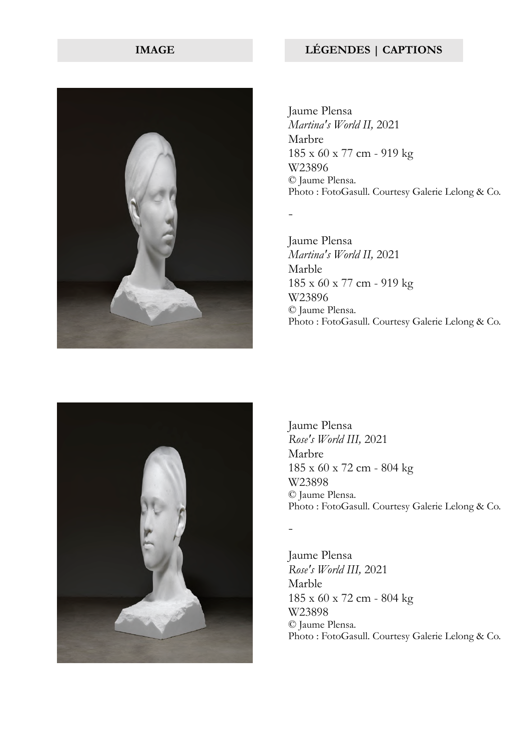| IMAGE | LÉGENDES \| CAPTIONS |
|---|---|

Jaume Plensa
*Martina's World II,* 2021
Marbre
185 x 60 x 77 cm - 919 kg
W23896
© Jaume Plensa.
Photo : FotoGasull. Courtesy Galerie Lelong & Co.

-

Jaume Plensa
*Martina's World II,* 2021
Marble
185 x 60 x 77 cm - 919 kg
W23896
© Jaume Plensa.
Photo : FotoGasull. Courtesy Galerie Lelong & Co.

Jaume Plensa
*Rose's World III,* 2021
Marbre
185 x 60 x 72 cm - 804 kg
W23898
© Jaume Plensa.
Photo : FotoGasull. Courtesy Galerie Lelong & Co.

-

Jaume Plensa
*Rose's World III,* 2021
Marble
185 x 60 x 72 cm - 804 kg
W23898
© Jaume Plensa.
Photo : FotoGasull. Courtesy Galerie Lelong & Co.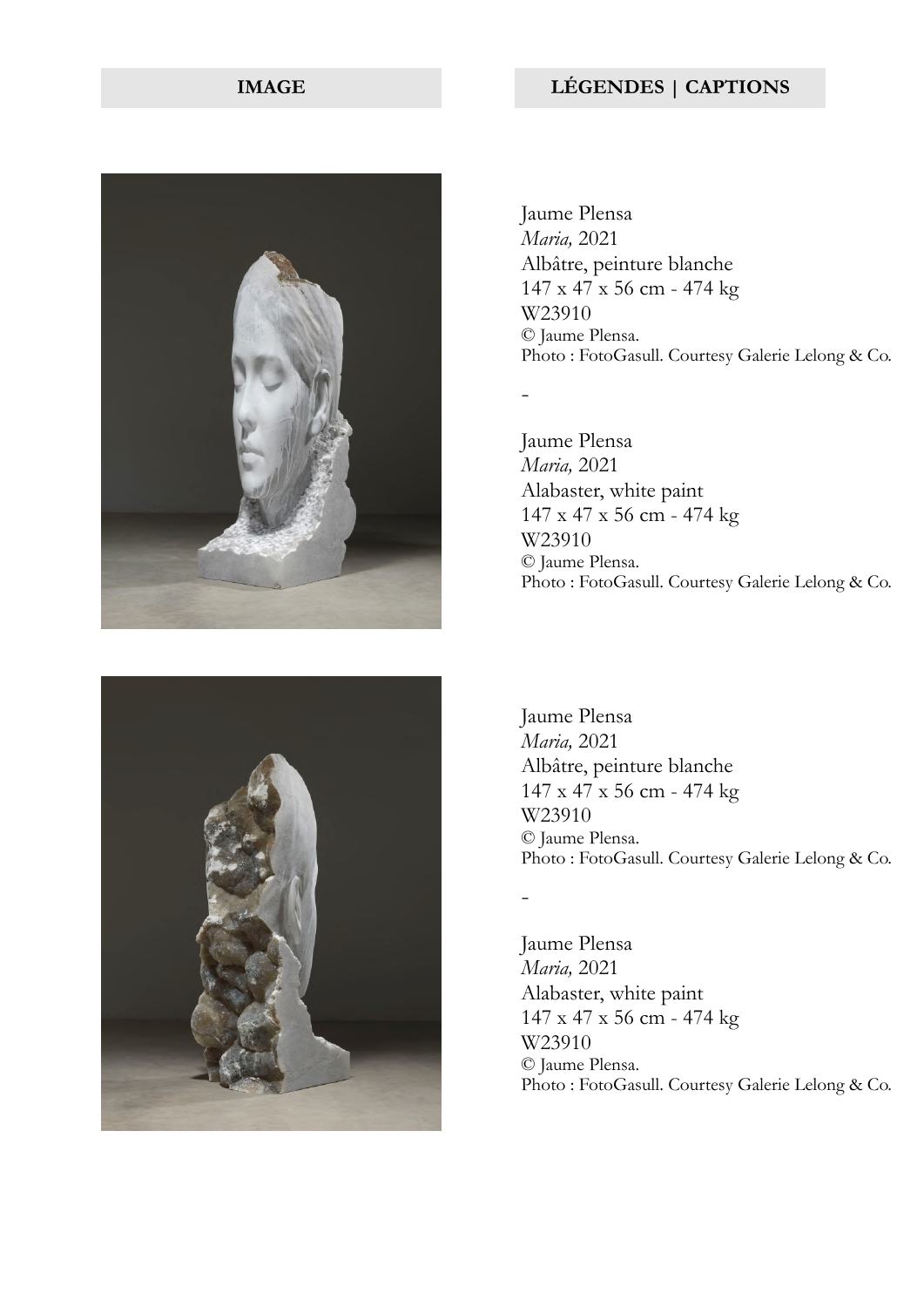| IMAGE | LÉGENDES \| CAPTIONS |
|---|---|

Jaume Plensa
*Maria,* 2021
Albâtre, peinture blanche
147 x 47 x 56 cm - 474 kg
W23910
© Jaume Plensa.
Photo : FotoGasull. Courtesy Galerie Lelong & Co.

-

Jaume Plensa
*Maria,* 2021
Alabaster, white paint
147 x 47 x 56 cm - 474 kg
W23910
© Jaume Plensa.
Photo : FotoGasull. Courtesy Galerie Lelong & Co.

Jaume Plensa
*Maria,* 2021
Albâtre, peinture blanche
147 x 47 x 56 cm - 474 kg
W23910
© Jaume Plensa.
Photo : FotoGasull. Courtesy Galerie Lelong & Co.

-

Jaume Plensa
*Maria,* 2021
Alabaster, white paint
147 x 47 x 56 cm - 474 kg
W23910
© Jaume Plensa.
Photo : FotoGasull. Courtesy Galerie Lelong & Co.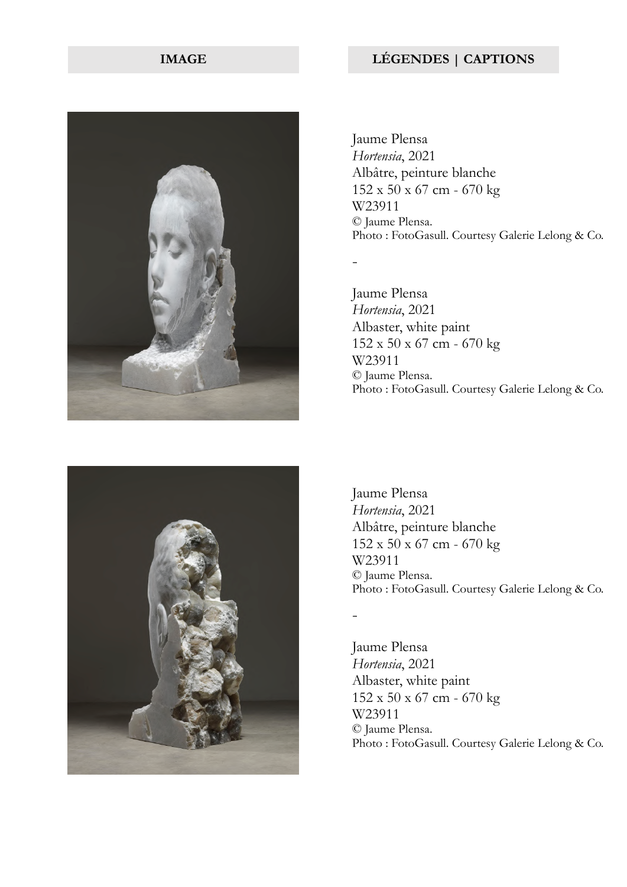| IMAGE | LÉGENDES \| CAPTIONS |
| --- | --- |

Jaume Plensa
*Hortensia*, 2021
Albâtre, peinture blanche
152 x 50 x 67 cm - 670 kg
W23911
© Jaume Plensa.
Photo : FotoGasull. Courtesy Galerie Lelong & Co.

-

Jaume Plensa
*Hortensia*, 2021
Albaster, white paint
152 x 50 x 67 cm - 670 kg
W23911
© Jaume Plensa.
Photo : FotoGasull. Courtesy Galerie Lelong & Co.

Jaume Plensa
*Hortensia*, 2021
Albâtre, peinture blanche
152 x 50 x 67 cm - 670 kg
W23911
© Jaume Plensa.
Photo : FotoGasull. Courtesy Galerie Lelong & Co.

-

Jaume Plensa
*Hortensia*, 2021
Albaster, white paint
152 x 50 x 67 cm - 670 kg
W23911
© Jaume Plensa.
Photo : FotoGasull. Courtesy Galerie Lelong & Co.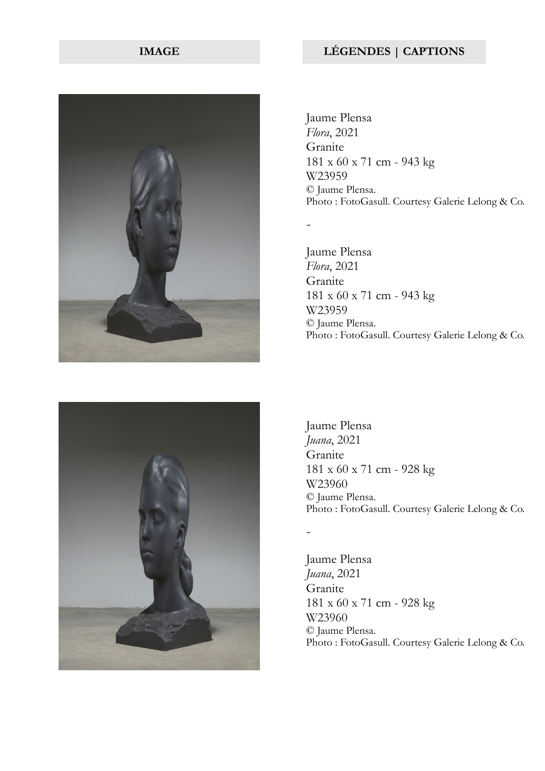| IMAGE | LÉGENDES \| CAPTIONS |
|---|---|

Jaume Plensa
*Flora*, 2021
Granite
181 x 60 x 71 cm - 943 kg
W23959
© Jaume Plensa.
Photo : FotoGasull. Courtesy Galerie Lelong & Co.

-

Jaume Plensa
*Flora*, 2021
Granite
181 x 60 x 71 cm - 943 kg
W23959
© Jaume Plensa.
Photo : FotoGasull. Courtesy Galerie Lelong & Co.

Jaume Plensa
*Juana*, 2021
Granite
181 x 60 x 71 cm - 928 kg
W23960
© Jaume Plensa.
Photo : FotoGasull. Courtesy Galerie Lelong & Co.

-

Jaume Plensa
*Juana*, 2021
Granite
181 x 60 x 71 cm - 928 kg
W23960
© Jaume Plensa.
Photo : FotoGasull. Courtesy Galerie Lelong & Co.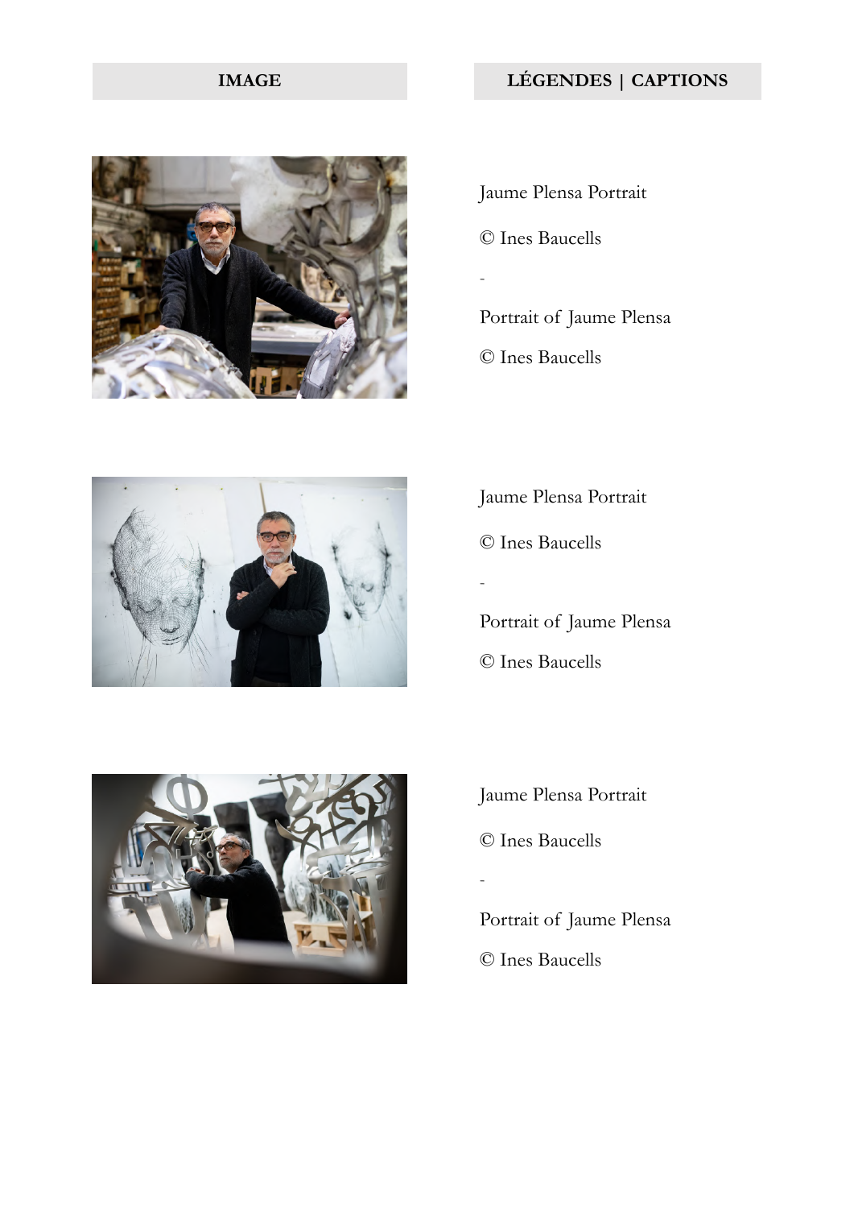| IMAGE | LÉGENDES \| CAPTIONS |
|---|---|
| | Jaume Plensa Portrait<br><br>© Ines Baucells<br><br>-<br><br>Portrait of Jaume Plensa<br><br>© Ines Baucells |
| | Jaume Plensa Portrait<br><br>© Ines Baucells<br><br>-<br><br>Portrait of Jaume Plensa<br><br>© Ines Baucells |
| | Jaume Plensa Portrait<br><br>© Ines Baucells<br><br>-<br><br>Portrait of Jaume Plensa<br><br>© Ines Baucells |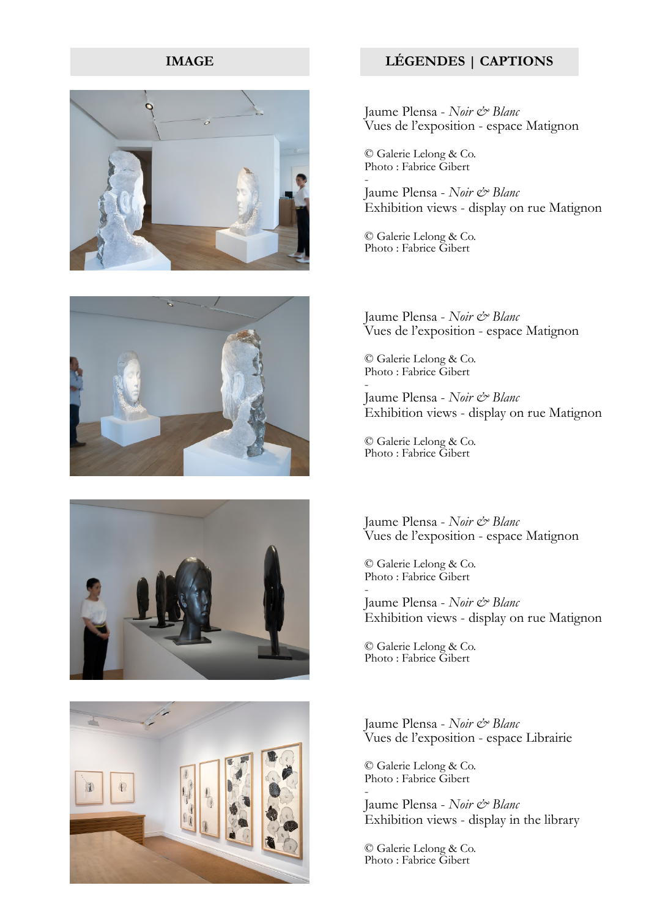| IMAGE | LÉGENDES \| CAPTIONS |
| --- | --- |
| | Jaume Plensa - *Noir & Blanc*<br>Vues de l'exposition - espace Matignon<br><br>© Galerie Lelong & Co.<br>Photo : Fabrice Gibert<br>-<br>Jaume Plensa - *Noir & Blanc*<br>Exhibition views - display on rue Matignon<br><br>© Galerie Lelong & Co.<br>Photo : Fabrice Gibert |
| | Jaume Plensa - *Noir & Blanc*<br>Vues de l'exposition - espace Matignon<br><br>© Galerie Lelong & Co.<br>Photo : Fabrice Gibert<br>-<br>Jaume Plensa - *Noir & Blanc*<br>Exhibition views - display on rue Matignon<br><br>© Galerie Lelong & Co.<br>Photo : Fabrice Gibert |
| | Jaume Plensa - *Noir & Blanc*<br>Vues de l'exposition - espace Matignon<br><br>© Galerie Lelong & Co.<br>Photo : Fabrice Gibert<br>-<br>Jaume Plensa - *Noir & Blanc*<br>Exhibition views - display on rue Matignon<br><br>© Galerie Lelong & Co.<br>Photo : Fabrice Gibert |
| | Jaume Plensa - *Noir & Blanc*<br>Vues de l'exposition - espace Librairie<br><br>© Galerie Lelong & Co.<br>Photo : Fabrice Gibert<br>-<br>Jaume Plensa - *Noir & Blanc*<br>Exhibition views - display in the library<br><br>© Galerie Lelong & Co.<br>Photo : Fabrice Gibert |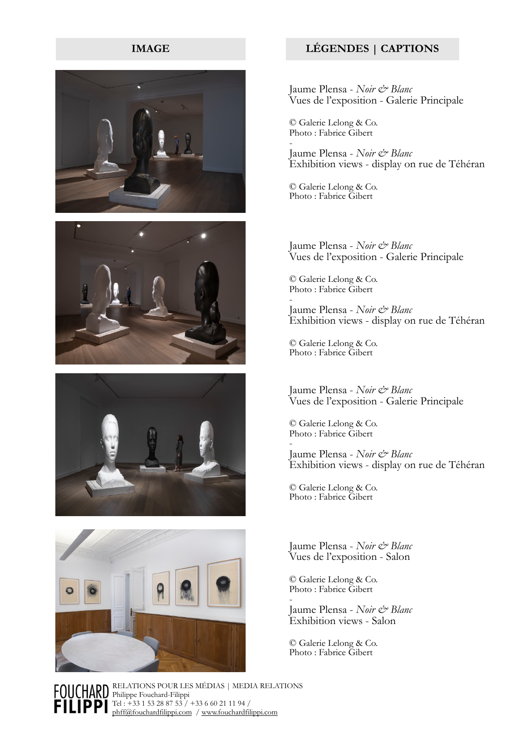| IMAGE | LÉGENDES \| CAPTIONS |
| --- | --- |
| | Jaume Plensa - *Noir & Blanc*<br>Vues de l'exposition - Galerie Principale<br><br>© Galerie Lelong & Co.<br>Photo : Fabrice Gibert<br>-<br>Jaume Plensa - *Noir & Blanc*<br>Exhibition views - display on rue de Téhéran<br><br>© Galerie Lelong & Co.<br>Photo : Fabrice Gibert |
| | Jaume Plensa - *Noir & Blanc*<br>Vues de l'exposition - Galerie Principale<br><br>© Galerie Lelong & Co.<br>Photo : Fabrice Gibert<br>-<br>Jaume Plensa - *Noir & Blanc*<br>Exhibition views - display on rue de Téhéran<br><br>© Galerie Lelong & Co.<br>Photo : Fabrice Gibert |
| | Jaume Plensa - *Noir & Blanc*<br>Vues de l'exposition - Galerie Principale<br><br>© Galerie Lelong & Co.<br>Photo : Fabrice Gibert<br>-<br>Jaume Plensa - *Noir & Blanc*<br>Exhibition views - display on rue de Téhéran<br><br>© Galerie Lelong & Co.<br>Photo : Fabrice Gibert |
| | Jaume Plensa - *Noir & Blanc*<br>Vues de l'exposition - Salon<br><br>© Galerie Lelong & Co.<br>Photo : Fabrice Gibert<br>-<br>Jaume Plensa - *Noir & Blanc*<br>Exhibition views - Salon<br><br>© Galerie Lelong & Co.<br>Photo : Fabrice Gibert |

FOUCHARD FILIPPI

RELATIONS POUR LES MÉDIAS | MEDIA RELATIONS
Philippe Fouchard-Filippi
Tel : +33 1 53 28 87 53 / +33 6 60 21 11 94 /
phff@fouchardfilippi.com / www.fouchardfilippi.com